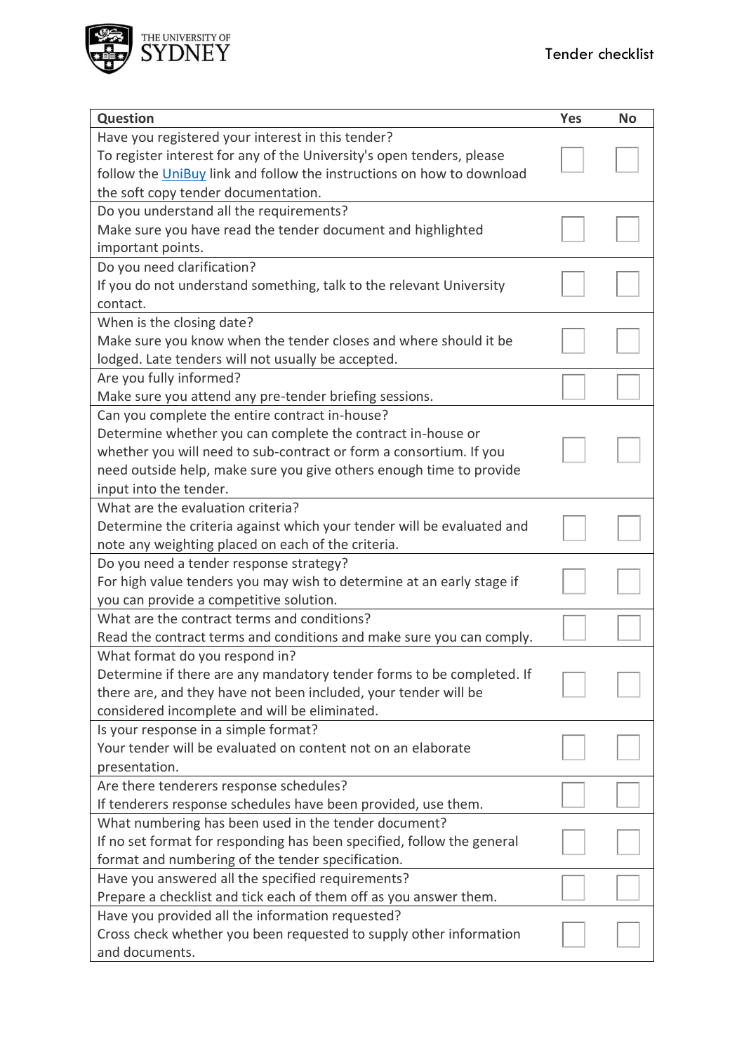THE UNIVERSITY OF SYDNEY

# Tender checklist

| Question | Yes | No |
|---|---|---|
| Have you registered your interest in this tender?<br>To register interest for any of the University's open tenders, please follow the UniBuy link and follow the instructions on how to download the soft copy tender documentation. | ☐ | ☐ |
| Do you understand all the requirements?<br>Make sure you have read the tender document and highlighted important points. | ☐ | ☐ |
| Do you need clarification?<br>If you do not understand something, talk to the relevant University contact. | ☐ | ☐ |
| When is the closing date?<br>Make sure you know when the tender closes and where should it be lodged. Late tenders will not usually be accepted. | ☐ | ☐ |
| Are you fully informed?<br>Make sure you attend any pre-tender briefing sessions. | ☐ | ☐ |
| Can you complete the entire contract in-house?<br>Determine whether you can complete the contract in-house or whether you will need to sub-contract or form a consortium. If you need outside help, make sure you give others enough time to provide input into the tender. | ☐ | ☐ |
| What are the evaluation criteria?<br>Determine the criteria against which your tender will be evaluated and note any weighting placed on each of the criteria. | ☐ | ☐ |
| Do you need a tender response strategy?<br>For high value tenders you may wish to determine at an early stage if you can provide a competitive solution. | ☐ | ☐ |
| What are the contract terms and conditions?<br>Read the contract terms and conditions and make sure you can comply. | ☐ | ☐ |
| What format do you respond in?<br>Determine if there are any mandatory tender forms to be completed. If there are, and they have not been included, your tender will be considered incomplete and will be eliminated. | ☐ | ☐ |
| Is your response in a simple format?<br>Your tender will be evaluated on content not on an elaborate presentation. | ☐ | ☐ |
| Are there tenderers response schedules?<br>If tenderers response schedules have been provided, use them. | ☐ | ☐ |
| What numbering has been used in the tender document?<br>If no set format for responding has been specified, follow the general format and numbering of the tender specification. | ☐ | ☐ |
| Have you answered all the specified requirements?<br>Prepare a checklist and tick each of them off as you answer them. | ☐ | ☐ |
| Have you provided all the information requested?<br>Cross check whether you been requested to supply other information and documents. | ☐ | ☐ |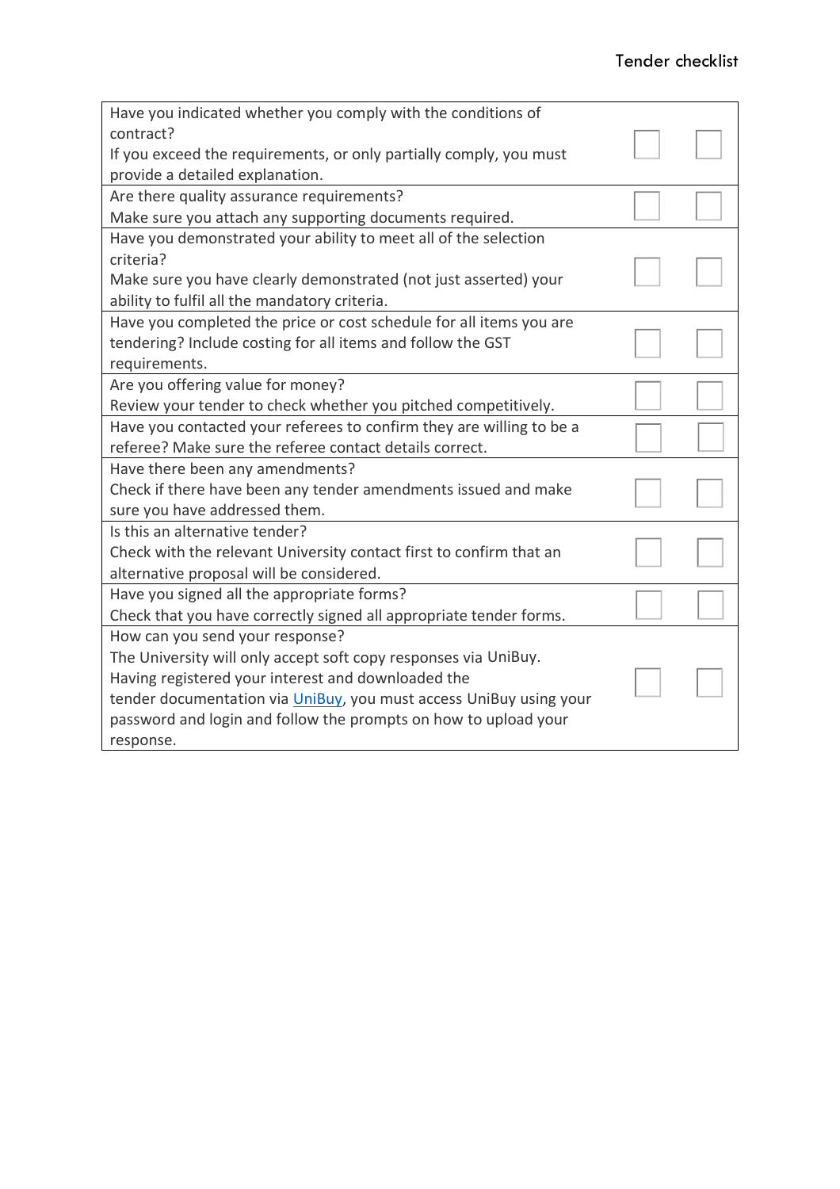| | | |
|---|---|---|
| Have you indicated whether you comply with the conditions of contract?<br>If you exceed the requirements, or only partially comply, you must provide a detailed explanation. | ☐ | ☐ |
| Are there quality assurance requirements?<br>Make sure you attach any supporting documents required. | ☐ | ☐ |
| Have you demonstrated your ability to meet all of the selection criteria?<br>Make sure you have clearly demonstrated (not just asserted) your ability to fulfil all the mandatory criteria. | ☐ | ☐ |
| Have you completed the price or cost schedule for all items you are tendering? Include costing for all items and follow the GST requirements. | ☐ | ☐ |
| Are you offering value for money?<br>Review your tender to check whether you pitched competitively. | ☐ | ☐ |
| Have you contacted your referees to confirm they are willing to be a referee? Make sure the referee contact details correct. | ☐ | ☐ |
| Have there been any amendments?<br>Check if there have been any tender amendments issued and make sure you have addressed them. | ☐ | ☐ |
| Is this an alternative tender?<br>Check with the relevant University contact first to confirm that an alternative proposal will be considered. | ☐ | ☐ |
| Have you signed all the appropriate forms?<br>Check that you have correctly signed all appropriate tender forms. | ☐ | ☐ |
| How can you send your response?<br>The University will only accept soft copy responses via UniBuy.<br>Having registered your interest and downloaded the tender documentation via UniBuy, you must access UniBuy using your password and login and follow the prompts on how to upload your response. | ☐ | ☐ |